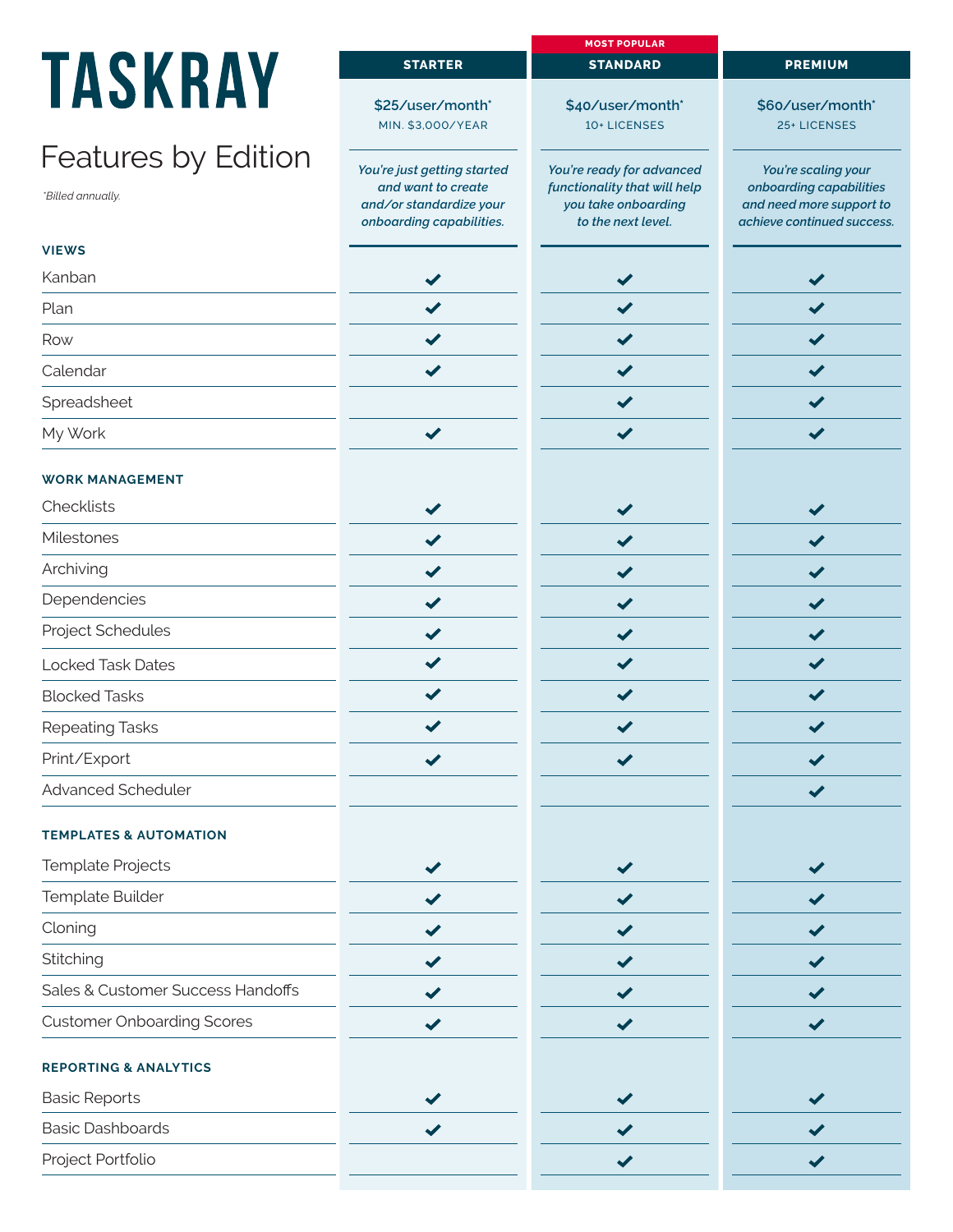# TASKRAY

## Features by Edition

*\*Billed annually.*

| | STARTER | STANDARD (MOST POPULAR) | PREMIUM |
|---|---|---|---|
| | $25/user/month* MIN. $3,000/YEAR | $40/user/month* 10+ LICENSES | $60/user/month* 25+ LICENSES |
| | *You're just getting started and want to create and/or standardize your onboarding capabilities.* | *You're ready for advanced functionality that will help you take onboarding to the next level.* | *You're scaling your onboarding capabilities and need more support to achieve continued success.* |
| **VIEWS** | | | |
| Kanban | ✔ | ✔ | ✔ |
| Plan | ✔ | ✔ | ✔ |
| Row | ✔ | ✔ | ✔ |
| Calendar | ✔ | ✔ | ✔ |
| Spreadsheet | | ✔ | ✔ |
| My Work | ✔ | ✔ | ✔ |
| **WORK MANAGEMENT** | | | |
| Checklists | ✔ | ✔ | ✔ |
| Milestones | ✔ | ✔ | ✔ |
| Archiving | ✔ | ✔ | ✔ |
| Dependencies | ✔ | ✔ | ✔ |
| Project Schedules | ✔ | ✔ | ✔ |
| Locked Task Dates | ✔ | ✔ | ✔ |
| Blocked Tasks | ✔ | ✔ | ✔ |
| Repeating Tasks | ✔ | ✔ | ✔ |
| Print/Export | ✔ | ✔ | ✔ |
| Advanced Scheduler | | | ✔ |
| **TEMPLATES & AUTOMATION** | | | |
| Template Projects | ✔ | ✔ | ✔ |
| Template Builder | ✔ | ✔ | ✔ |
| Cloning | ✔ | ✔ | ✔ |
| Stitching | ✔ | ✔ | ✔ |
| Sales & Customer Success Handoffs | ✔ | ✔ | ✔ |
| Customer Onboarding Scores | ✔ | ✔ | ✔ |
| **REPORTING & ANALYTICS** | | | |
| Basic Reports | ✔ | ✔ | ✔ |
| Basic Dashboards | ✔ | ✔ | ✔ |
| Project Portfolio | | ✔ | ✔ |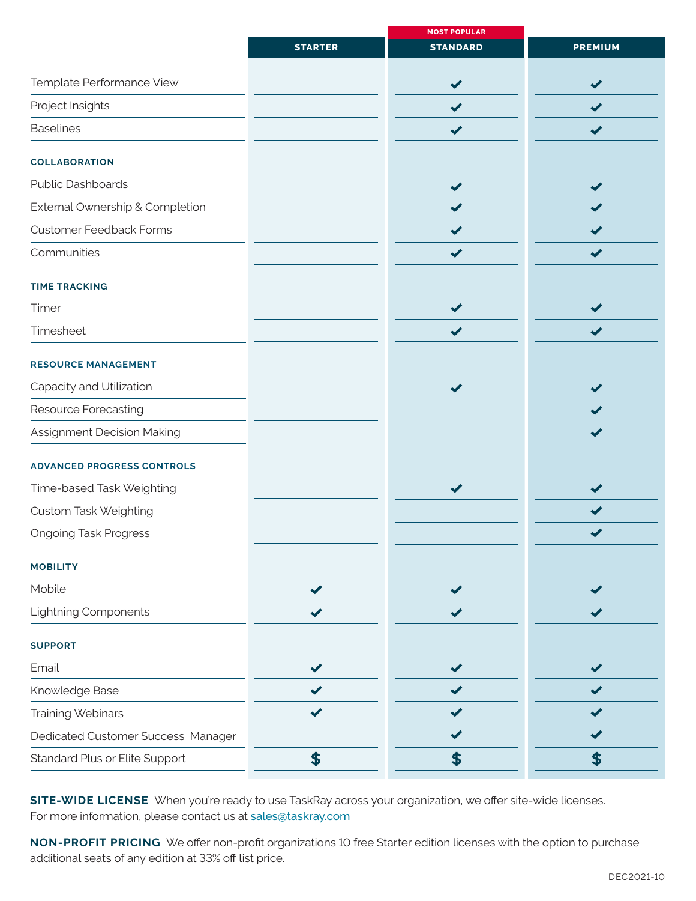| | STARTER | MOST POPULAR STANDARD | PREMIUM |
| --- | --- | --- | --- |
| Template Performance View | | ✔ | ✔ |
| Project Insights | | ✔ | ✔ |
| Baselines | | ✔ | ✔ |
| **COLLABORATION** | | | |
| Public Dashboards | | ✔ | ✔ |
| External Ownership & Completion | | ✔ | ✔ |
| Customer Feedback Forms | | ✔ | ✔ |
| Communities | | ✔ | ✔ |
| **TIME TRACKING** | | | |
| Timer | | ✔ | ✔ |
| Timesheet | | ✔ | ✔ |
| **RESOURCE MANAGEMENT** | | | |
| Capacity and Utilization | | ✔ | ✔ |
| Resource Forecasting | | | ✔ |
| Assignment Decision Making | | | ✔ |
| **ADVANCED PROGRESS CONTROLS** | | | |
| Time-based Task Weighting | | ✔ | ✔ |
| Custom Task Weighting | | | ✔ |
| Ongoing Task Progress | | | ✔ |
| **MOBILITY** | | | |
| Mobile | ✔ | ✔ | ✔ |
| Lightning Components | ✔ | ✔ | ✔ |
| **SUPPORT** | | | |
| Email | ✔ | ✔ | ✔ |
| Knowledge Base | ✔ | ✔ | ✔ |
| Training Webinars | ✔ | ✔ | ✔ |
| Dedicated Customer Success Manager | | ✔ | ✔ |
| Standard Plus or Elite Support | $ | $ | $ |

**SITE-WIDE LICENSE** When you're ready to use TaskRay across your organization, we offer site-wide licenses. For more information, please contact us at sales@taskray.com

**NON-PROFIT PRICING** We offer non-profit organizations 10 free Starter edition licenses with the option to purchase additional seats of any edition at 33% off list price.

DEC2021-10